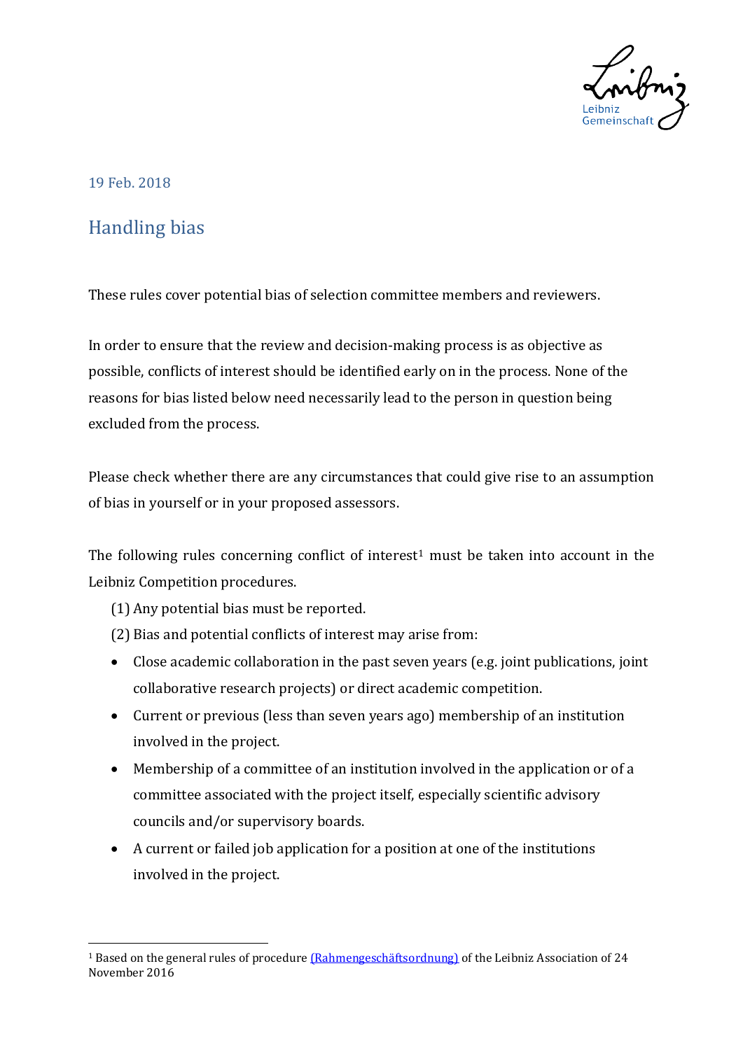19 Feb. 2018

# Handling bias

These rules cover potential bias of selection committee members and reviewers.

In order to ensure that the review and decision-making process is as objective as possible, conflicts of interest should be identified early on in the process. None of the reasons for bias listed below need necessarily lead to the person in question being excluded from the process.

Please check whether there are any circumstances that could give rise to an assumption of bias in yourself or in your proposed assessors.

The following rules concerning conflict of interest[1] must be taken into account in the Leibniz Competition procedures.

(1) Any potential bias must be reported.

(2) Bias and potential conflicts of interest may arise from:

- Close academic collaboration in the past seven years (e.g. joint publications, joint collaborative research projects) or direct academic competition.
- Current or previous (less than seven years ago) membership of an institution involved in the project.
- Membership of a committee of an institution involved in the application or of a committee associated with the project itself, especially scientific advisory councils and/or supervisory boards.
- A current or failed job application for a position at one of the institutions involved in the project.

[1] Based on the general rules of procedure [(Rahmengeschäftsordnung)]() of the Leibniz Association of 24 November 2016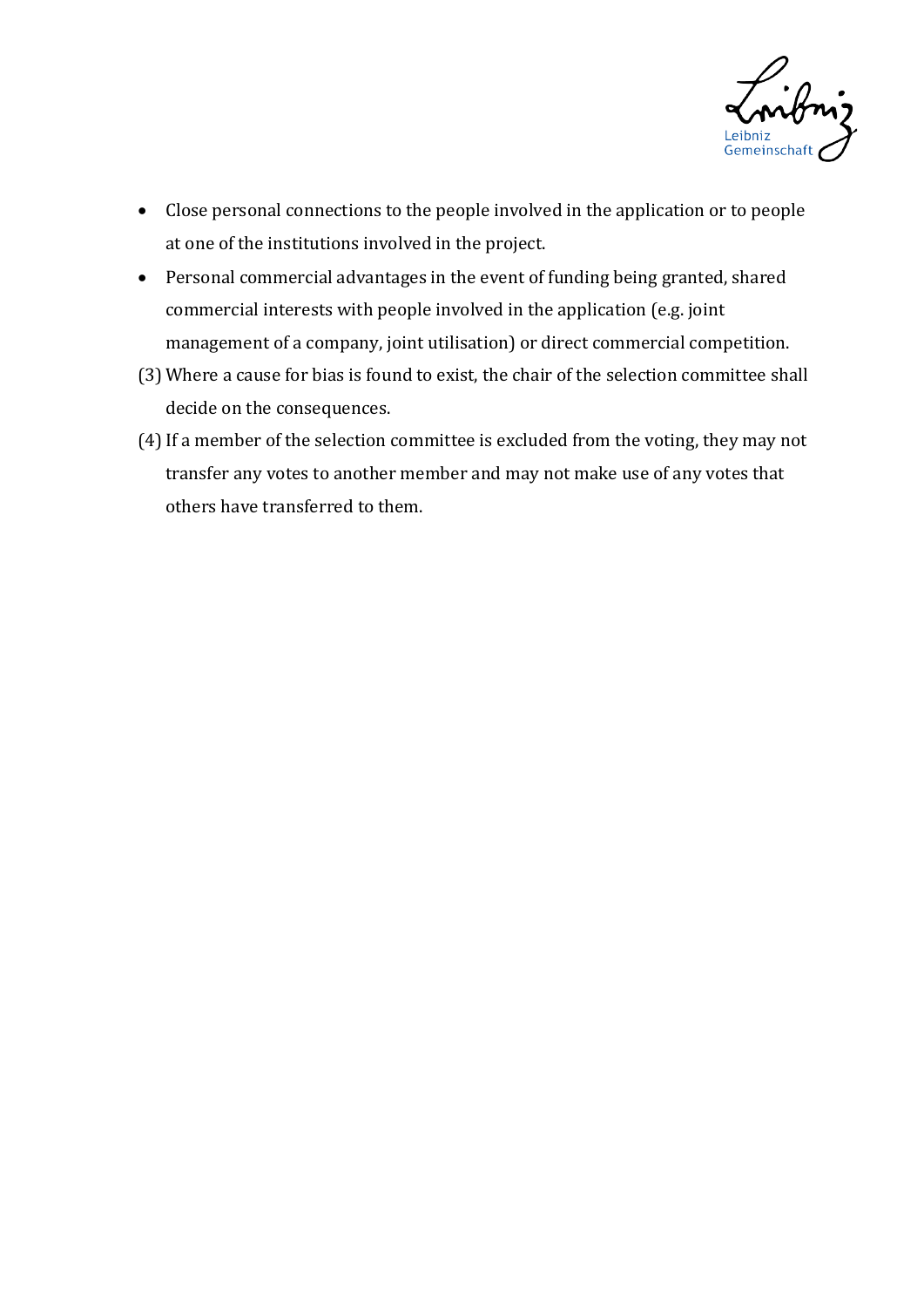- Close personal connections to the people involved in the application or to people at one of the institutions involved in the project.
- Personal commercial advantages in the event of funding being granted, shared commercial interests with people involved in the application (e.g. joint management of a company, joint utilisation) or direct commercial competition.

(3) Where a cause for bias is found to exist, the chair of the selection committee shall decide on the consequences.

(4) If a member of the selection committee is excluded from the voting, they may not transfer any votes to another member and may not make use of any votes that others have transferred to them.